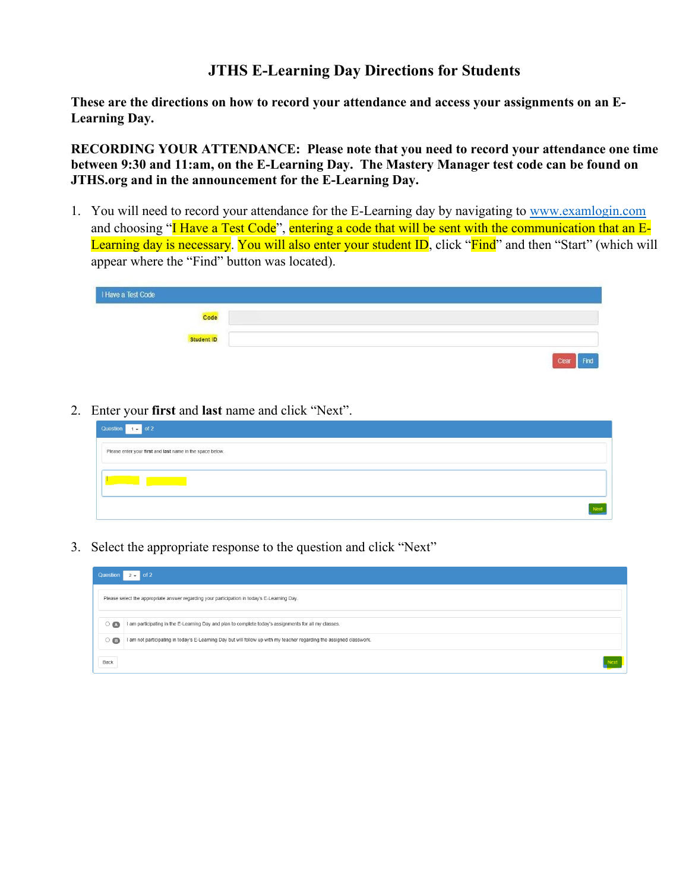# JTHS E-Learning Day Directions for Students

**These are the directions on how to record your attendance and access your assignments on an E-Learning Day.**

**RECORDING YOUR ATTENDANCE: Please note that you need to record your attendance one time between 9:30 and 11:am, on the E-Learning Day. The Mastery Manager test code can be found on JTHS.org and in the announcement for the E-Learning Day.**

1. You will need to record your attendance for the E-Learning day by navigating to www.examlogin.com and choosing "I Have a Test Code", entering a code that will be sent with the communication that an E-Learning day is necessary. You will also enter your student ID, click "Find" and then "Start" (which will appear where the "Find" button was located).

   I Have a Test Code

   Code

   Student ID

   Clear | Find

2. Enter your **first** and **last** name and click "Next".

   Question 1 of 2

   Please enter your **first** and **last** name in the space below.

   Next

3. Select the appropriate response to the question and click "Next"

   Question 2 of 2

   Please select the appropriate answer regarding your participation in today's E-Learning Day.

   - A I am participating in the E-Learning Day and plan to complete today's assignments for all my classes.
   - B I am not participating in today's E-Learning Day but will follow up with my teacher regarding the assigned classwork.

   Back | Next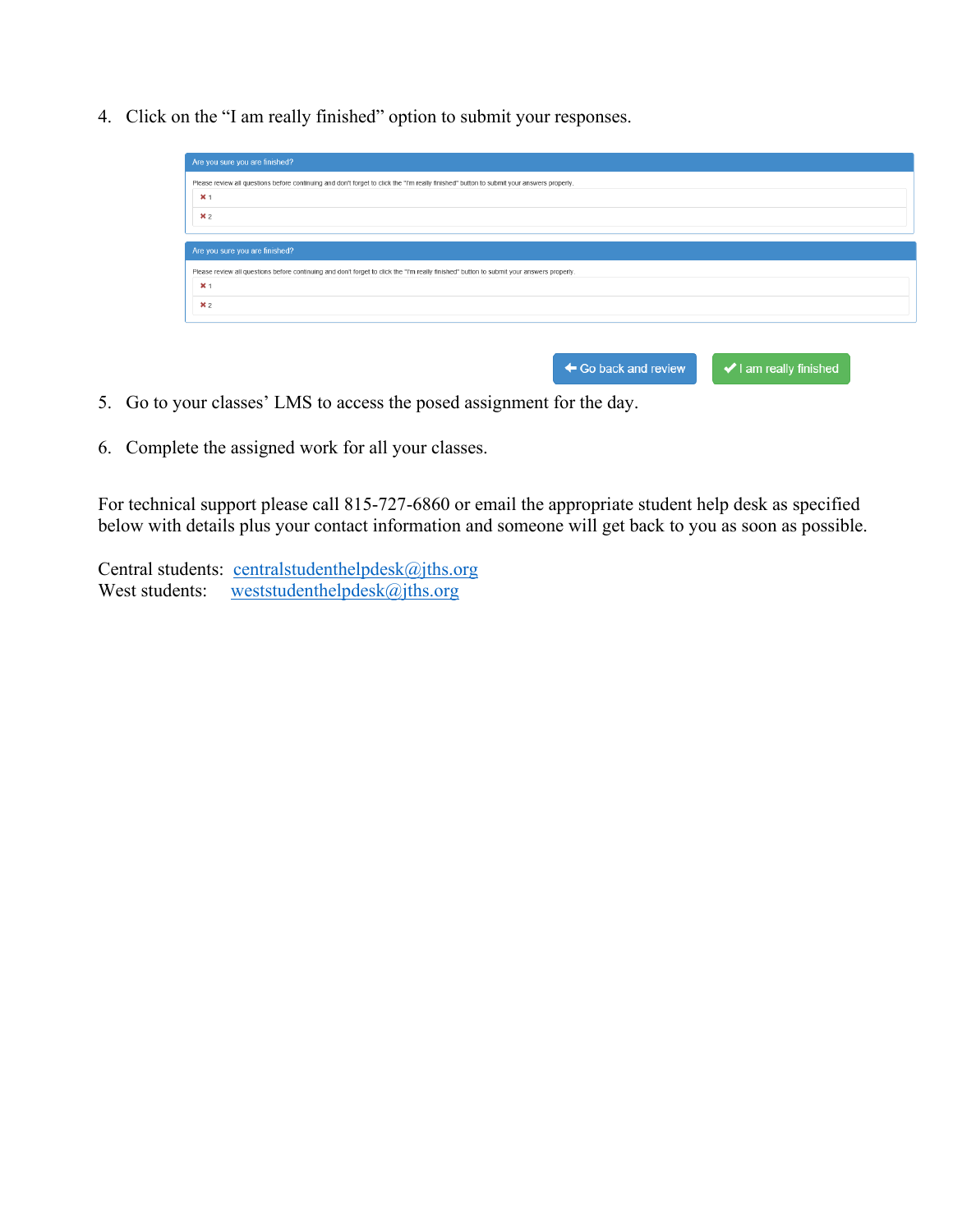4. Click on the "I am really finished" option to submit your responses.

Are you sure you are finished?

Please review all questions before continuing and don't forget to click the "I'm really finished" button to submit your answers properly.

✖ 1

✖ 2

Are you sure you are finished?

Please review all questions before continuing and don't forget to click the "I'm really finished" button to submit your answers properly.

✖ 1

✖ 2

Go back and review | I am really finished

5. Go to your classes' LMS to access the posed assignment for the day.

6. Complete the assigned work for all your classes.

For technical support please call 815-727-6860 or email the appropriate student help desk as specified below with details plus your contact information and someone will get back to you as soon as possible.

Central students: centralstudenthelpdesk@jths.org
West students: weststudenthelpdesk@jths.org